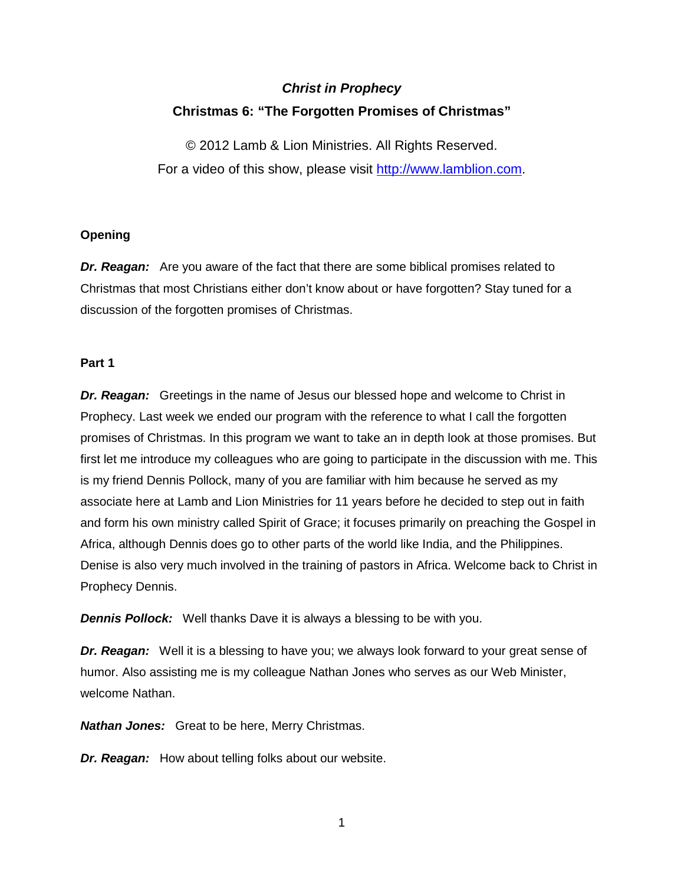# *Christ in Prophecy*

## Christmas 6: "The Forgotten Promises of Christmas"

© 2012 Lamb & Lion Ministries. All Rights Reserved.
For a video of this show, please visit http://www.lamblion.com.

### Opening

***Dr. Reagan:*** Are you aware of the fact that there are some biblical promises related to Christmas that most Christians either don't know about or have forgotten? Stay tuned for a discussion of the forgotten promises of Christmas.

### Part 1

***Dr. Reagan:*** Greetings in the name of Jesus our blessed hope and welcome to Christ in Prophecy. Last week we ended our program with the reference to what I call the forgotten promises of Christmas. In this program we want to take an in depth look at those promises. But first let me introduce my colleagues who are going to participate in the discussion with me. This is my friend Dennis Pollock, many of you are familiar with him because he served as my associate here at Lamb and Lion Ministries for 11 years before he decided to step out in faith and form his own ministry called Spirit of Grace; it focuses primarily on preaching the Gospel in Africa, although Dennis does go to other parts of the world like India, and the Philippines. Denise is also very much involved in the training of pastors in Africa. Welcome back to Christ in Prophecy Dennis.

***Dennis Pollock:*** Well thanks Dave it is always a blessing to be with you.

***Dr. Reagan:*** Well it is a blessing to have you; we always look forward to your great sense of humor. Also assisting me is my colleague Nathan Jones who serves as our Web Minister, welcome Nathan.

***Nathan Jones:*** Great to be here, Merry Christmas.

***Dr. Reagan:*** How about telling folks about our website.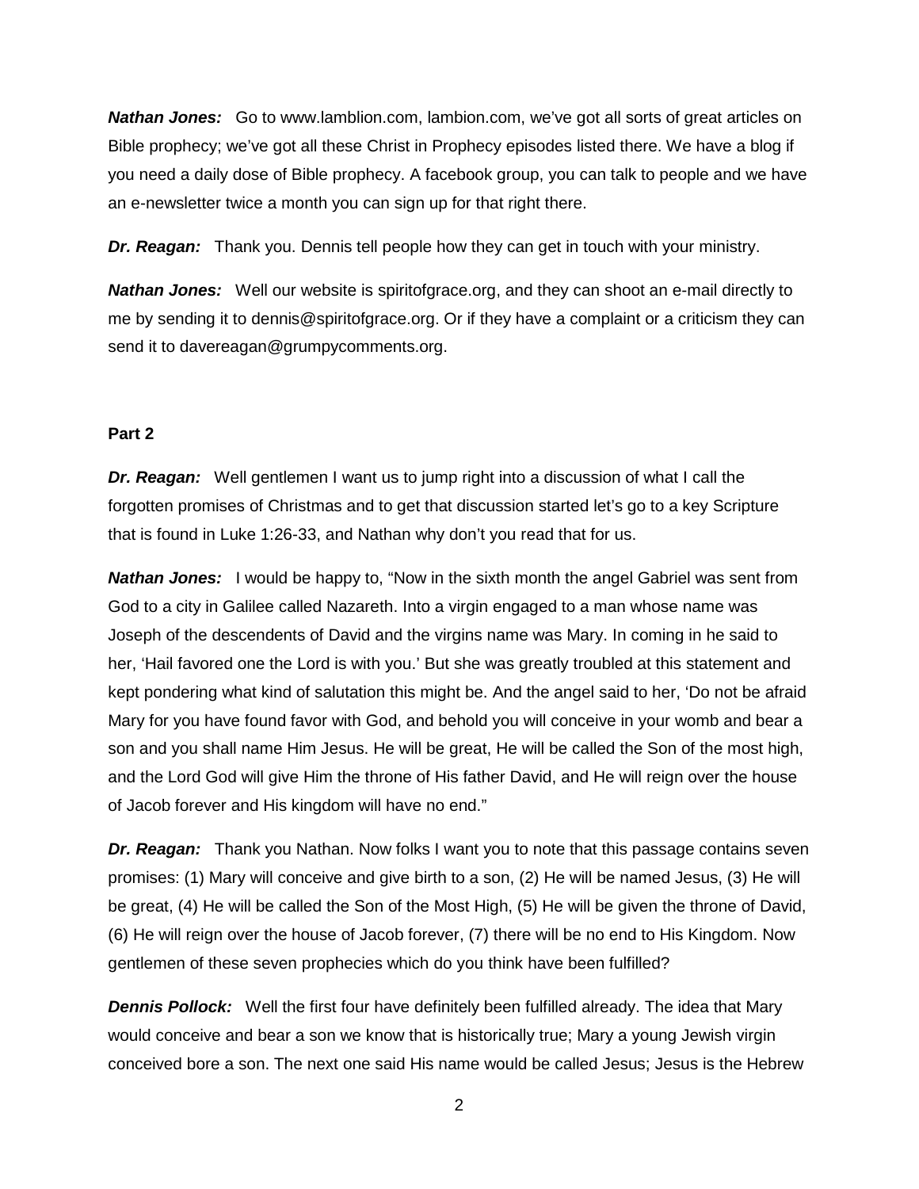***Nathan Jones:*** Go to www.lamblion.com, lambion.com, we've got all sorts of great articles on Bible prophecy; we've got all these Christ in Prophecy episodes listed there. We have a blog if you need a daily dose of Bible prophecy. A facebook group, you can talk to people and we have an e-newsletter twice a month you can sign up for that right there.

***Dr. Reagan:*** Thank you. Dennis tell people how they can get in touch with your ministry.

***Nathan Jones:*** Well our website is spiritofgrace.org, and they can shoot an e-mail directly to me by sending it to dennis@spiritofgrace.org. Or if they have a complaint or a criticism they can send it to davereagan@grumpycomments.org.

**Part 2**

***Dr. Reagan:*** Well gentlemen I want us to jump right into a discussion of what I call the forgotten promises of Christmas and to get that discussion started let's go to a key Scripture that is found in Luke 1:26-33, and Nathan why don't you read that for us.

***Nathan Jones:*** I would be happy to, "Now in the sixth month the angel Gabriel was sent from God to a city in Galilee called Nazareth. Into a virgin engaged to a man whose name was Joseph of the descendents of David and the virgins name was Mary. In coming in he said to her, 'Hail favored one the Lord is with you.' But she was greatly troubled at this statement and kept pondering what kind of salutation this might be. And the angel said to her, 'Do not be afraid Mary for you have found favor with God, and behold you will conceive in your womb and bear a son and you shall name Him Jesus. He will be great, He will be called the Son of the most high, and the Lord God will give Him the throne of His father David, and He will reign over the house of Jacob forever and His kingdom will have no end."

***Dr. Reagan:*** Thank you Nathan. Now folks I want you to note that this passage contains seven promises: (1) Mary will conceive and give birth to a son, (2) He will be named Jesus, (3) He will be great, (4) He will be called the Son of the Most High, (5) He will be given the throne of David, (6) He will reign over the house of Jacob forever, (7) there will be no end to His Kingdom. Now gentlemen of these seven prophecies which do you think have been fulfilled?

***Dennis Pollock:*** Well the first four have definitely been fulfilled already. The idea that Mary would conceive and bear a son we know that is historically true; Mary a young Jewish virgin conceived bore a son. The next one said His name would be called Jesus; Jesus is the Hebrew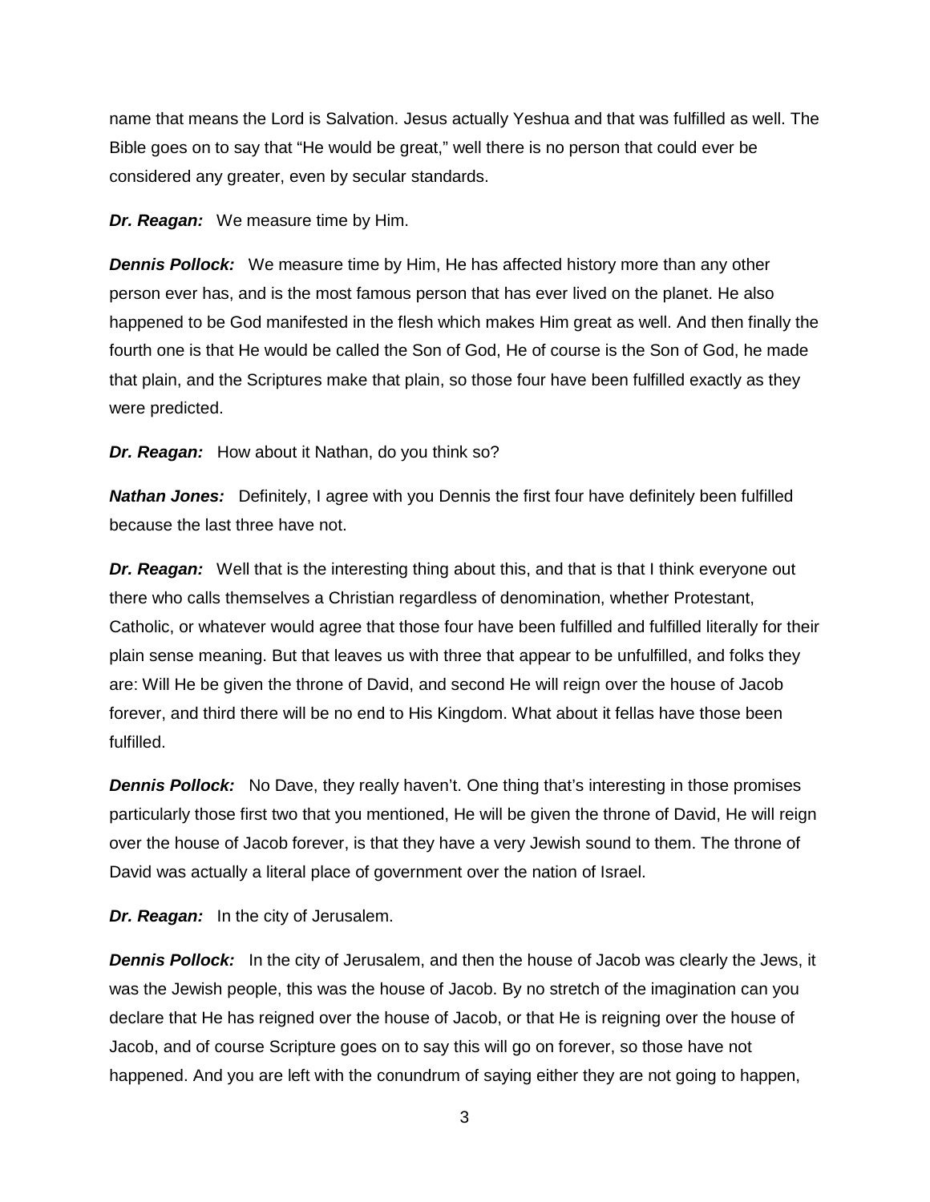name that means the Lord is Salvation. Jesus actually Yeshua and that was fulfilled as well. The Bible goes on to say that "He would be great," well there is no person that could ever be considered any greater, even by secular standards.

***Dr. Reagan:*** We measure time by Him.

***Dennis Pollock:*** We measure time by Him, He has affected history more than any other person ever has, and is the most famous person that has ever lived on the planet. He also happened to be God manifested in the flesh which makes Him great as well. And then finally the fourth one is that He would be called the Son of God, He of course is the Son of God, he made that plain, and the Scriptures make that plain, so those four have been fulfilled exactly as they were predicted.

***Dr. Reagan:*** How about it Nathan, do you think so?

***Nathan Jones:*** Definitely, I agree with you Dennis the first four have definitely been fulfilled because the last three have not.

***Dr. Reagan:*** Well that is the interesting thing about this, and that is that I think everyone out there who calls themselves a Christian regardless of denomination, whether Protestant, Catholic, or whatever would agree that those four have been fulfilled and fulfilled literally for their plain sense meaning. But that leaves us with three that appear to be unfulfilled, and folks they are: Will He be given the throne of David, and second He will reign over the house of Jacob forever, and third there will be no end to His Kingdom. What about it fellas have those been fulfilled.

***Dennis Pollock:*** No Dave, they really haven't. One thing that's interesting in those promises particularly those first two that you mentioned, He will be given the throne of David, He will reign over the house of Jacob forever, is that they have a very Jewish sound to them. The throne of David was actually a literal place of government over the nation of Israel.

***Dr. Reagan:*** In the city of Jerusalem.

***Dennis Pollock:*** In the city of Jerusalem, and then the house of Jacob was clearly the Jews, it was the Jewish people, this was the house of Jacob. By no stretch of the imagination can you declare that He has reigned over the house of Jacob, or that He is reigning over the house of Jacob, and of course Scripture goes on to say this will go on forever, so those have not happened. And you are left with the conundrum of saying either they are not going to happen,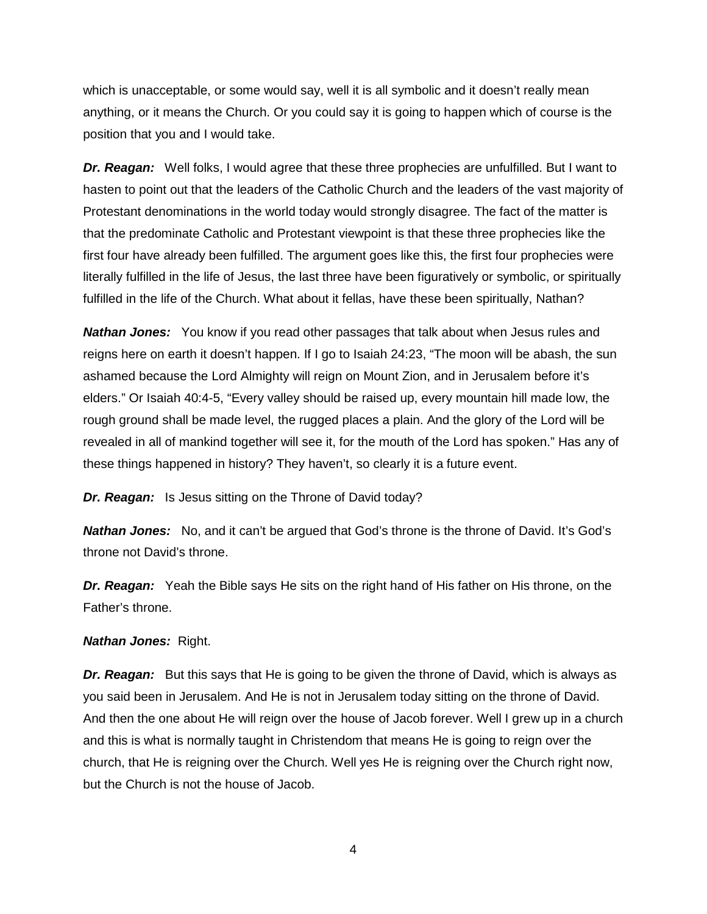which is unacceptable, or some would say, well it is all symbolic and it doesn't really mean anything, or it means the Church. Or you could say it is going to happen which of course is the position that you and I would take.

***Dr. Reagan:*** Well folks, I would agree that these three prophecies are unfulfilled. But I want to hasten to point out that the leaders of the Catholic Church and the leaders of the vast majority of Protestant denominations in the world today would strongly disagree. The fact of the matter is that the predominate Catholic and Protestant viewpoint is that these three prophecies like the first four have already been fulfilled. The argument goes like this, the first four prophecies were literally fulfilled in the life of Jesus, the last three have been figuratively or symbolic, or spiritually fulfilled in the life of the Church. What about it fellas, have these been spiritually, Nathan?

***Nathan Jones:*** You know if you read other passages that talk about when Jesus rules and reigns here on earth it doesn't happen. If I go to Isaiah 24:23, "The moon will be abash, the sun ashamed because the Lord Almighty will reign on Mount Zion, and in Jerusalem before it's elders." Or Isaiah 40:4-5, "Every valley should be raised up, every mountain hill made low, the rough ground shall be made level, the rugged places a plain. And the glory of the Lord will be revealed in all of mankind together will see it, for the mouth of the Lord has spoken." Has any of these things happened in history? They haven't, so clearly it is a future event.

***Dr. Reagan:*** Is Jesus sitting on the Throne of David today?

***Nathan Jones:*** No, and it can't be argued that God's throne is the throne of David. It's God's throne not David's throne.

***Dr. Reagan:*** Yeah the Bible says He sits on the right hand of His father on His throne, on the Father's throne.

***Nathan Jones:*** Right.

***Dr. Reagan:*** But this says that He is going to be given the throne of David, which is always as you said been in Jerusalem. And He is not in Jerusalem today sitting on the throne of David. And then the one about He will reign over the house of Jacob forever. Well I grew up in a church and this is what is normally taught in Christendom that means He is going to reign over the church, that He is reigning over the Church. Well yes He is reigning over the Church right now, but the Church is not the house of Jacob.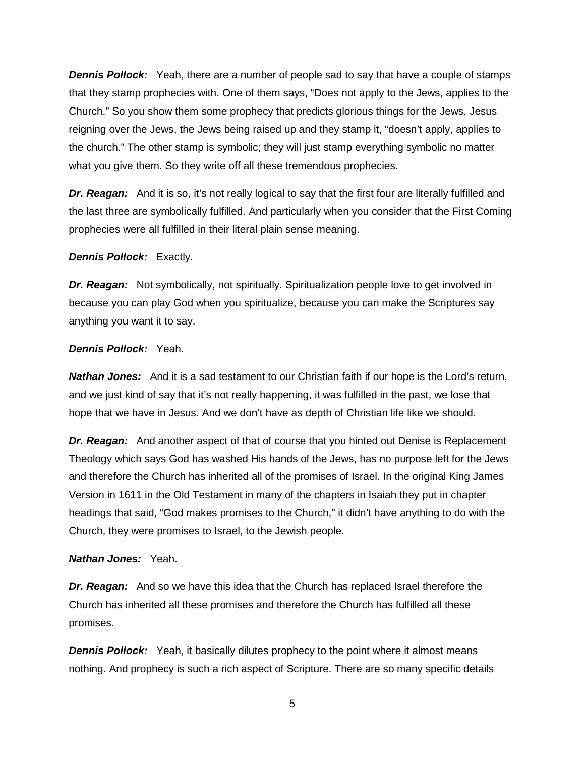***Dennis Pollock:*** Yeah, there are a number of people sad to say that have a couple of stamps that they stamp prophecies with. One of them says, "Does not apply to the Jews, applies to the Church." So you show them some prophecy that predicts glorious things for the Jews, Jesus reigning over the Jews, the Jews being raised up and they stamp it, "doesn't apply, applies to the church." The other stamp is symbolic; they will just stamp everything symbolic no matter what you give them. So they write off all these tremendous prophecies.

***Dr. Reagan:*** And it is so, it's not really logical to say that the first four are literally fulfilled and the last three are symbolically fulfilled. And particularly when you consider that the First Coming prophecies were all fulfilled in their literal plain sense meaning.

***Dennis Pollock:*** Exactly.

***Dr. Reagan:*** Not symbolically, not spiritually. Spiritualization people love to get involved in because you can play God when you spiritualize, because you can make the Scriptures say anything you want it to say.

***Dennis Pollock:*** Yeah.

***Nathan Jones:*** And it is a sad testament to our Christian faith if our hope is the Lord's return, and we just kind of say that it's not really happening, it was fulfilled in the past, we lose that hope that we have in Jesus. And we don't have as depth of Christian life like we should.

***Dr. Reagan:*** And another aspect of that of course that you hinted out Denise is Replacement Theology which says God has washed His hands of the Jews, has no purpose left for the Jews and therefore the Church has inherited all of the promises of Israel. In the original King James Version in 1611 in the Old Testament in many of the chapters in Isaiah they put in chapter headings that said, "God makes promises to the Church," it didn't have anything to do with the Church, they were promises to Israel, to the Jewish people.

***Nathan Jones:*** Yeah.

***Dr. Reagan:*** And so we have this idea that the Church has replaced Israel therefore the Church has inherited all these promises and therefore the Church has fulfilled all these promises.

***Dennis Pollock:*** Yeah, it basically dilutes prophecy to the point where it almost means nothing. And prophecy is such a rich aspect of Scripture. There are so many specific details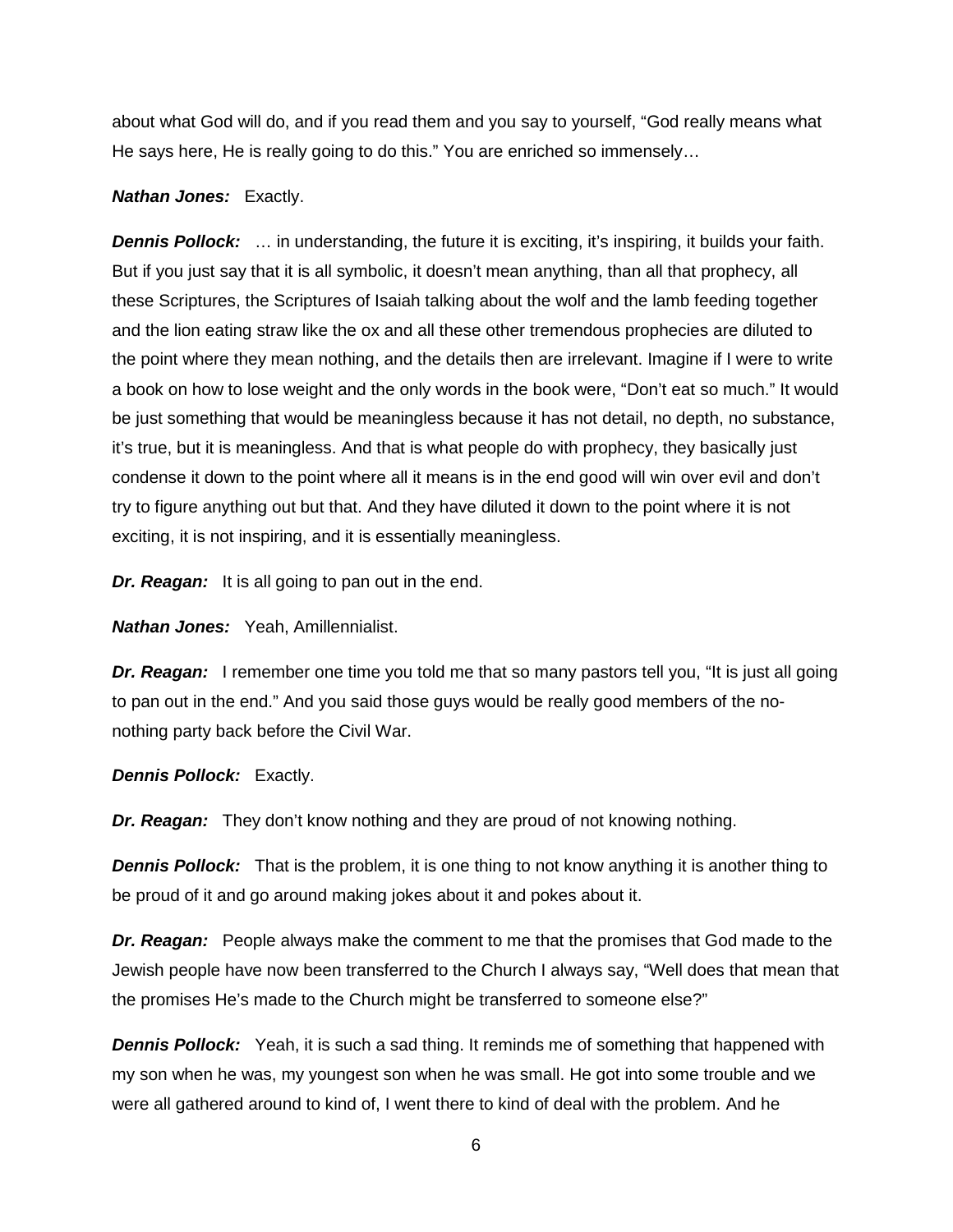about what God will do, and if you read them and you say to yourself, "God really means what He says here, He is really going to do this." You are enriched so immensely…

***Nathan Jones:*** Exactly.

***Dennis Pollock:*** … in understanding, the future it is exciting, it's inspiring, it builds your faith. But if you just say that it is all symbolic, it doesn't mean anything, than all that prophecy, all these Scriptures, the Scriptures of Isaiah talking about the wolf and the lamb feeding together and the lion eating straw like the ox and all these other tremendous prophecies are diluted to the point where they mean nothing, and the details then are irrelevant. Imagine if I were to write a book on how to lose weight and the only words in the book were, "Don't eat so much." It would be just something that would be meaningless because it has not detail, no depth, no substance, it's true, but it is meaningless. And that is what people do with prophecy, they basically just condense it down to the point where all it means is in the end good will win over evil and don't try to figure anything out but that. And they have diluted it down to the point where it is not exciting, it is not inspiring, and it is essentially meaningless.

***Dr. Reagan:*** It is all going to pan out in the end.

***Nathan Jones:*** Yeah, Amillennialist.

***Dr. Reagan:*** I remember one time you told me that so many pastors tell you, "It is just all going to pan out in the end." And you said those guys would be really good members of the no-nothing party back before the Civil War.

***Dennis Pollock:*** Exactly.

***Dr. Reagan:*** They don't know nothing and they are proud of not knowing nothing.

***Dennis Pollock:*** That is the problem, it is one thing to not know anything it is another thing to be proud of it and go around making jokes about it and pokes about it.

***Dr. Reagan:*** People always make the comment to me that the promises that God made to the Jewish people have now been transferred to the Church I always say, "Well does that mean that the promises He's made to the Church might be transferred to someone else?"

***Dennis Pollock:*** Yeah, it is such a sad thing. It reminds me of something that happened with my son when he was, my youngest son when he was small. He got into some trouble and we were all gathered around to kind of, I went there to kind of deal with the problem. And he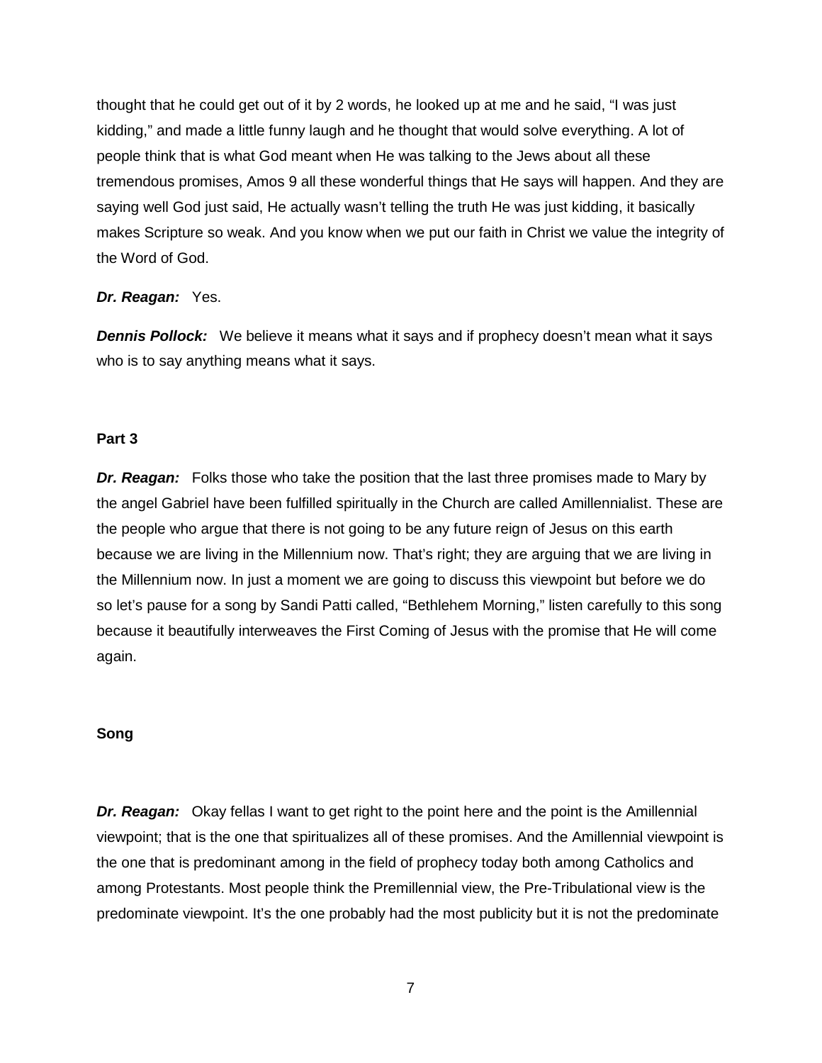thought that he could get out of it by 2 words, he looked up at me and he said, "I was just kidding," and made a little funny laugh and he thought that would solve everything. A lot of people think that is what God meant when He was talking to the Jews about all these tremendous promises, Amos 9 all these wonderful things that He says will happen. And they are saying well God just said, He actually wasn't telling the truth He was just kidding, it basically makes Scripture so weak. And you know when we put our faith in Christ we value the integrity of the Word of God.

***Dr. Reagan:*** Yes.

***Dennis Pollock:*** We believe it means what it says and if prophecy doesn't mean what it says who is to say anything means what it says.

**Part 3**

***Dr. Reagan:*** Folks those who take the position that the last three promises made to Mary by the angel Gabriel have been fulfilled spiritually in the Church are called Amillennialist. These are the people who argue that there is not going to be any future reign of Jesus on this earth because we are living in the Millennium now. That's right; they are arguing that we are living in the Millennium now. In just a moment we are going to discuss this viewpoint but before we do so let's pause for a song by Sandi Patti called, "Bethlehem Morning," listen carefully to this song because it beautifully interweaves the First Coming of Jesus with the promise that He will come again.

**Song**

***Dr. Reagan:*** Okay fellas I want to get right to the point here and the point is the Amillennial viewpoint; that is the one that spiritualizes all of these promises. And the Amillennial viewpoint is the one that is predominant among in the field of prophecy today both among Catholics and among Protestants. Most people think the Premillennial view, the Pre-Tribulational view is the predominate viewpoint. It's the one probably had the most publicity but it is not the predominate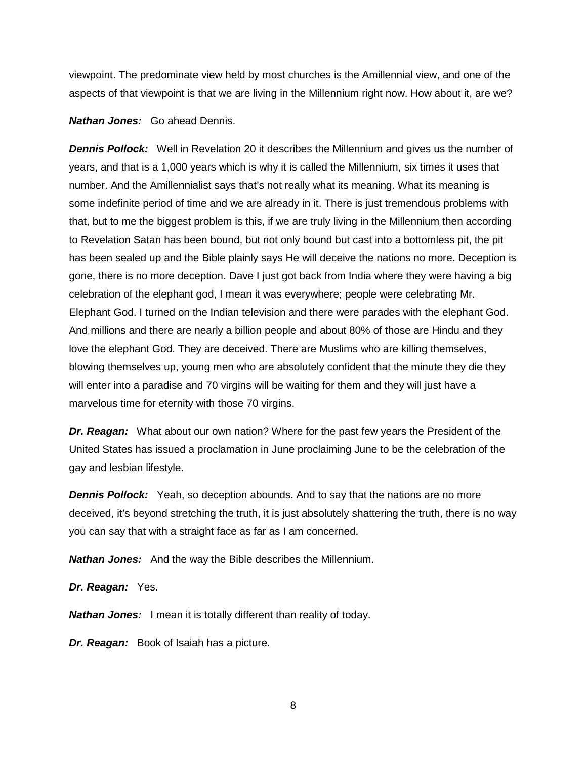viewpoint. The predominate view held by most churches is the Amillennial view, and one of the aspects of that viewpoint is that we are living in the Millennium right now. How about it, are we?

***Nathan Jones:*** Go ahead Dennis.

***Dennis Pollock:*** Well in Revelation 20 it describes the Millennium and gives us the number of years, and that is a 1,000 years which is why it is called the Millennium, six times it uses that number. And the Amillennialist says that's not really what its meaning. What its meaning is some indefinite period of time and we are already in it. There is just tremendous problems with that, but to me the biggest problem is this, if we are truly living in the Millennium then according to Revelation Satan has been bound, but not only bound but cast into a bottomless pit, the pit has been sealed up and the Bible plainly says He will deceive the nations no more. Deception is gone, there is no more deception. Dave I just got back from India where they were having a big celebration of the elephant god, I mean it was everywhere; people were celebrating Mr. Elephant God. I turned on the Indian television and there were parades with the elephant God. And millions and there are nearly a billion people and about 80% of those are Hindu and they love the elephant God. They are deceived. There are Muslims who are killing themselves, blowing themselves up, young men who are absolutely confident that the minute they die they will enter into a paradise and 70 virgins will be waiting for them and they will just have a marvelous time for eternity with those 70 virgins.

***Dr. Reagan:*** What about our own nation? Where for the past few years the President of the United States has issued a proclamation in June proclaiming June to be the celebration of the gay and lesbian lifestyle.

***Dennis Pollock:*** Yeah, so deception abounds. And to say that the nations are no more deceived, it's beyond stretching the truth, it is just absolutely shattering the truth, there is no way you can say that with a straight face as far as I am concerned.

***Nathan Jones:*** And the way the Bible describes the Millennium.

***Dr. Reagan:*** Yes.

***Nathan Jones:*** I mean it is totally different than reality of today.

***Dr. Reagan:*** Book of Isaiah has a picture.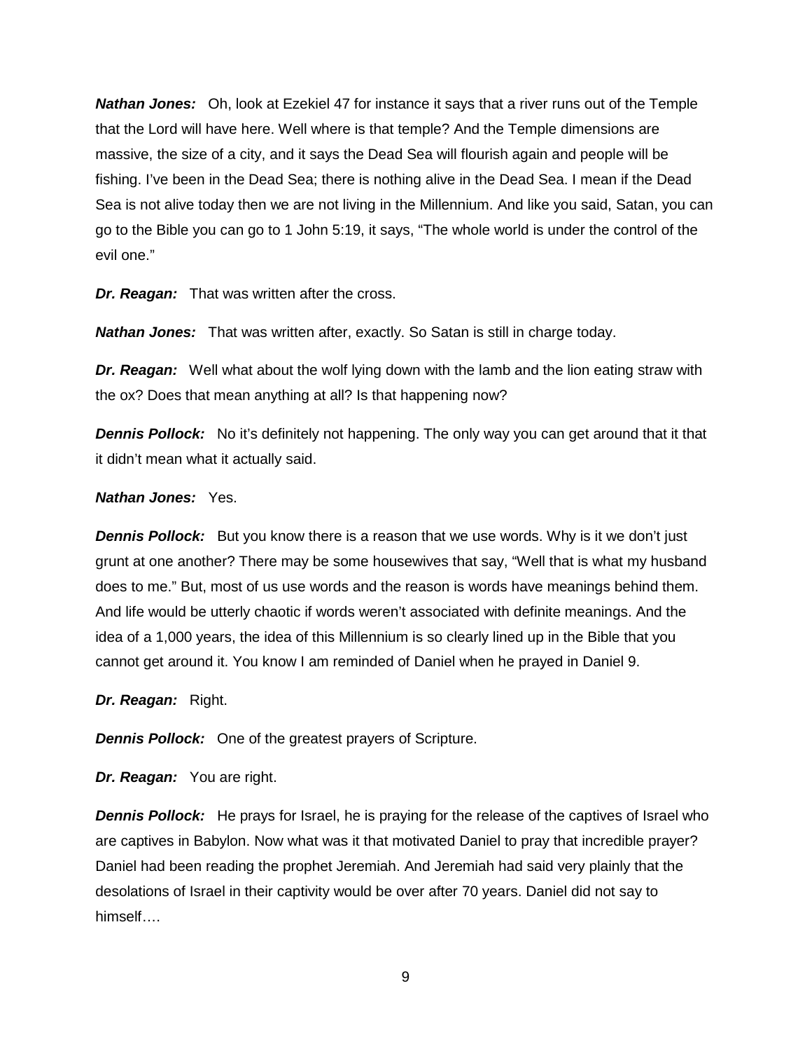***Nathan Jones:*** Oh, look at Ezekiel 47 for instance it says that a river runs out of the Temple that the Lord will have here. Well where is that temple? And the Temple dimensions are massive, the size of a city, and it says the Dead Sea will flourish again and people will be fishing. I've been in the Dead Sea; there is nothing alive in the Dead Sea. I mean if the Dead Sea is not alive today then we are not living in the Millennium. And like you said, Satan, you can go to the Bible you can go to 1 John 5:19, it says, "The whole world is under the control of the evil one."

***Dr. Reagan:*** That was written after the cross.

***Nathan Jones:*** That was written after, exactly. So Satan is still in charge today.

***Dr. Reagan:*** Well what about the wolf lying down with the lamb and the lion eating straw with the ox? Does that mean anything at all? Is that happening now?

***Dennis Pollock:*** No it's definitely not happening. The only way you can get around that it that it didn't mean what it actually said.

***Nathan Jones:*** Yes.

***Dennis Pollock:*** But you know there is a reason that we use words. Why is it we don't just grunt at one another? There may be some housewives that say, "Well that is what my husband does to me." But, most of us use words and the reason is words have meanings behind them. And life would be utterly chaotic if words weren't associated with definite meanings. And the idea of a 1,000 years, the idea of this Millennium is so clearly lined up in the Bible that you cannot get around it. You know I am reminded of Daniel when he prayed in Daniel 9.

***Dr. Reagan:*** Right.

***Dennis Pollock:*** One of the greatest prayers of Scripture.

***Dr. Reagan:*** You are right.

***Dennis Pollock:*** He prays for Israel, he is praying for the release of the captives of Israel who are captives in Babylon. Now what was it that motivated Daniel to pray that incredible prayer? Daniel had been reading the prophet Jeremiah. And Jeremiah had said very plainly that the desolations of Israel in their captivity would be over after 70 years. Daniel did not say to himself….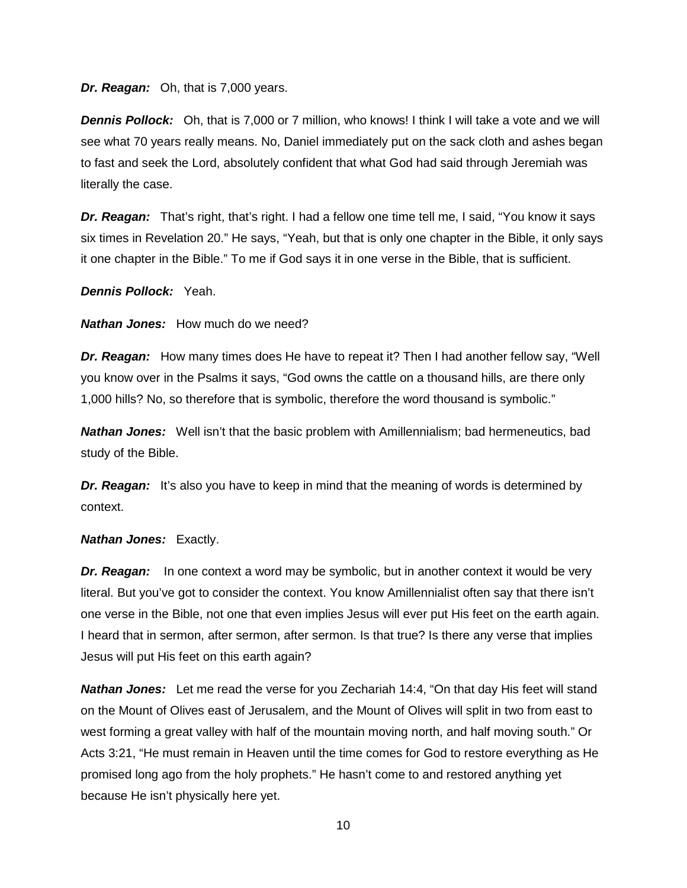***Dr. Reagan:*** Oh, that is 7,000 years.

***Dennis Pollock:*** Oh, that is 7,000 or 7 million, who knows! I think I will take a vote and we will see what 70 years really means. No, Daniel immediately put on the sack cloth and ashes began to fast and seek the Lord, absolutely confident that what God had said through Jeremiah was literally the case.

***Dr. Reagan:*** That's right, that's right. I had a fellow one time tell me, I said, "You know it says six times in Revelation 20." He says, "Yeah, but that is only one chapter in the Bible, it only says it one chapter in the Bible." To me if God says it in one verse in the Bible, that is sufficient.

***Dennis Pollock:*** Yeah.

***Nathan Jones:*** How much do we need?

***Dr. Reagan:*** How many times does He have to repeat it? Then I had another fellow say, "Well you know over in the Psalms it says, "God owns the cattle on a thousand hills, are there only 1,000 hills? No, so therefore that is symbolic, therefore the word thousand is symbolic."

***Nathan Jones:*** Well isn't that the basic problem with Amillennialism; bad hermeneutics, bad study of the Bible.

***Dr. Reagan:*** It's also you have to keep in mind that the meaning of words is determined by context.

***Nathan Jones:*** Exactly.

***Dr. Reagan:*** In one context a word may be symbolic, but in another context it would be very literal. But you've got to consider the context. You know Amillennialist often say that there isn't one verse in the Bible, not one that even implies Jesus will ever put His feet on the earth again. I heard that in sermon, after sermon, after sermon. Is that true? Is there any verse that implies Jesus will put His feet on this earth again?

***Nathan Jones:*** Let me read the verse for you Zechariah 14:4, "On that day His feet will stand on the Mount of Olives east of Jerusalem, and the Mount of Olives will split in two from east to west forming a great valley with half of the mountain moving north, and half moving south." Or Acts 3:21, "He must remain in Heaven until the time comes for God to restore everything as He promised long ago from the holy prophets." He hasn't come to and restored anything yet because He isn't physically here yet.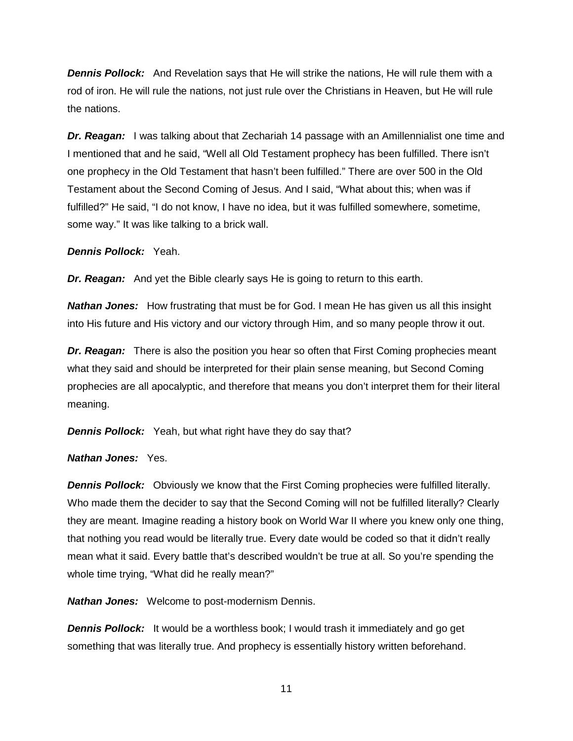***Dennis Pollock:*** And Revelation says that He will strike the nations, He will rule them with a rod of iron. He will rule the nations, not just rule over the Christians in Heaven, but He will rule the nations.

***Dr. Reagan:*** I was talking about that Zechariah 14 passage with an Amillennialist one time and I mentioned that and he said, "Well all Old Testament prophecy has been fulfilled. There isn't one prophecy in the Old Testament that hasn't been fulfilled." There are over 500 in the Old Testament about the Second Coming of Jesus. And I said, "What about this; when was if fulfilled?" He said, "I do not know, I have no idea, but it was fulfilled somewhere, sometime, some way." It was like talking to a brick wall.

***Dennis Pollock:*** Yeah.

***Dr. Reagan:*** And yet the Bible clearly says He is going to return to this earth.

***Nathan Jones:*** How frustrating that must be for God. I mean He has given us all this insight into His future and His victory and our victory through Him, and so many people throw it out.

***Dr. Reagan:*** There is also the position you hear so often that First Coming prophecies meant what they said and should be interpreted for their plain sense meaning, but Second Coming prophecies are all apocalyptic, and therefore that means you don't interpret them for their literal meaning.

***Dennis Pollock:*** Yeah, but what right have they do say that?

***Nathan Jones:*** Yes.

***Dennis Pollock:*** Obviously we know that the First Coming prophecies were fulfilled literally. Who made them the decider to say that the Second Coming will not be fulfilled literally? Clearly they are meant. Imagine reading a history book on World War II where you knew only one thing, that nothing you read would be literally true. Every date would be coded so that it didn't really mean what it said. Every battle that's described wouldn't be true at all. So you're spending the whole time trying, "What did he really mean?"

***Nathan Jones:*** Welcome to post-modernism Dennis.

***Dennis Pollock:*** It would be a worthless book; I would trash it immediately and go get something that was literally true. And prophecy is essentially history written beforehand.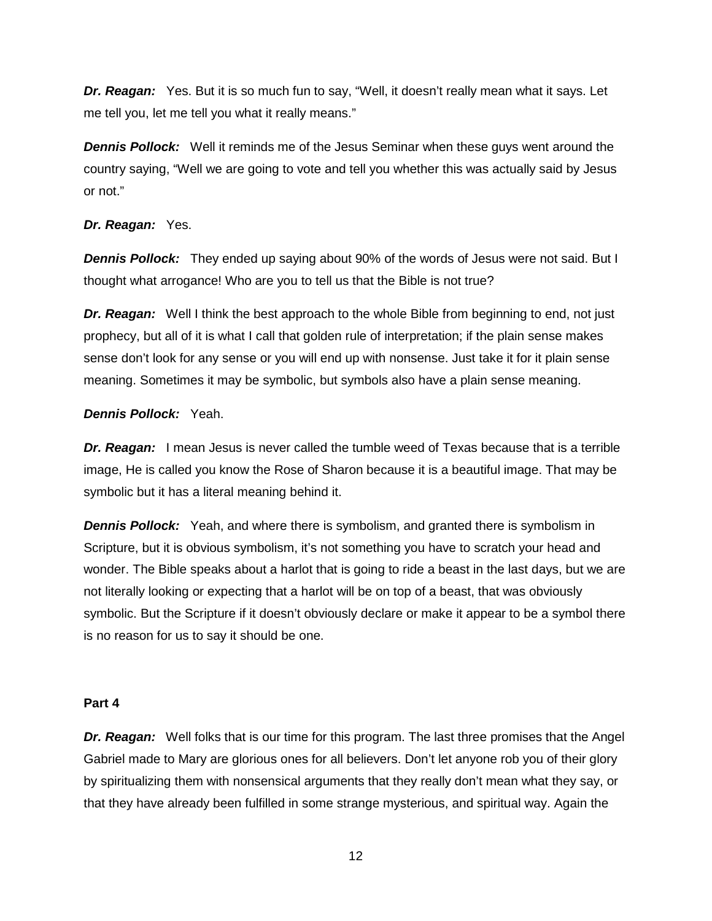***Dr. Reagan:*** Yes. But it is so much fun to say, "Well, it doesn't really mean what it says. Let me tell you, let me tell you what it really means."

***Dennis Pollock:*** Well it reminds me of the Jesus Seminar when these guys went around the country saying, "Well we are going to vote and tell you whether this was actually said by Jesus or not."

***Dr. Reagan:*** Yes.

***Dennis Pollock:*** They ended up saying about 90% of the words of Jesus were not said. But I thought what arrogance! Who are you to tell us that the Bible is not true?

***Dr. Reagan:*** Well I think the best approach to the whole Bible from beginning to end, not just prophecy, but all of it is what I call that golden rule of interpretation; if the plain sense makes sense don't look for any sense or you will end up with nonsense. Just take it for it plain sense meaning. Sometimes it may be symbolic, but symbols also have a plain sense meaning.

***Dennis Pollock:*** Yeah.

***Dr. Reagan:*** I mean Jesus is never called the tumble weed of Texas because that is a terrible image, He is called you know the Rose of Sharon because it is a beautiful image. That may be symbolic but it has a literal meaning behind it.

***Dennis Pollock:*** Yeah, and where there is symbolism, and granted there is symbolism in Scripture, but it is obvious symbolism, it's not something you have to scratch your head and wonder. The Bible speaks about a harlot that is going to ride a beast in the last days, but we are not literally looking or expecting that a harlot will be on top of a beast, that was obviously symbolic. But the Scripture if it doesn't obviously declare or make it appear to be a symbol there is no reason for us to say it should be one.

**Part 4**

***Dr. Reagan:*** Well folks that is our time for this program. The last three promises that the Angel Gabriel made to Mary are glorious ones for all believers. Don't let anyone rob you of their glory by spiritualizing them with nonsensical arguments that they really don't mean what they say, or that they have already been fulfilled in some strange mysterious, and spiritual way. Again the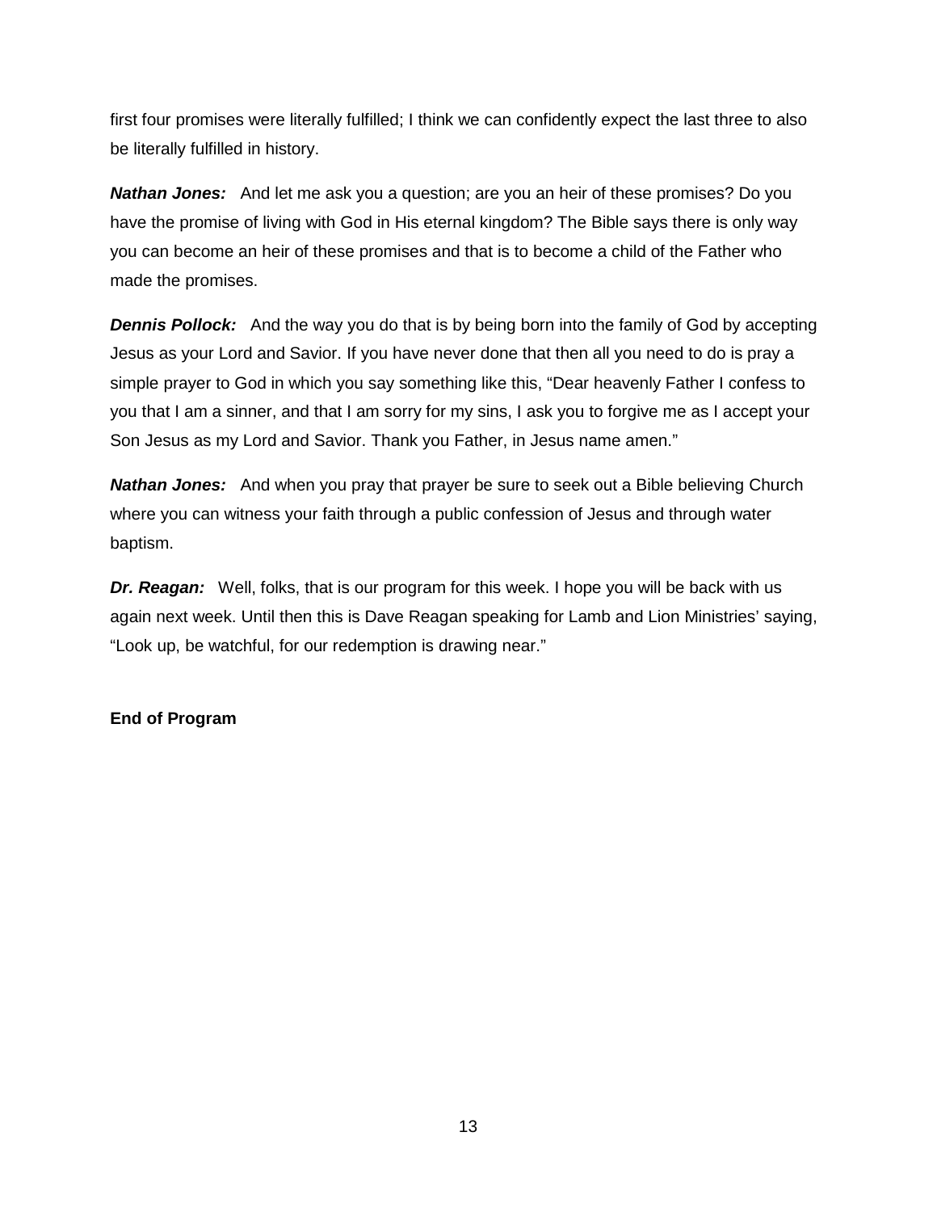first four promises were literally fulfilled; I think we can confidently expect the last three to also be literally fulfilled in history.

***Nathan Jones:*** And let me ask you a question; are you an heir of these promises? Do you have the promise of living with God in His eternal kingdom? The Bible says there is only way you can become an heir of these promises and that is to become a child of the Father who made the promises.

***Dennis Pollock:*** And the way you do that is by being born into the family of God by accepting Jesus as your Lord and Savior. If you have never done that then all you need to do is pray a simple prayer to God in which you say something like this, "Dear heavenly Father I confess to you that I am a sinner, and that I am sorry for my sins, I ask you to forgive me as I accept your Son Jesus as my Lord and Savior. Thank you Father, in Jesus name amen."

***Nathan Jones:*** And when you pray that prayer be sure to seek out a Bible believing Church where you can witness your faith through a public confession of Jesus and through water baptism.

***Dr. Reagan:*** Well, folks, that is our program for this week. I hope you will be back with us again next week. Until then this is Dave Reagan speaking for Lamb and Lion Ministries' saying, "Look up, be watchful, for our redemption is drawing near."

**End of Program**